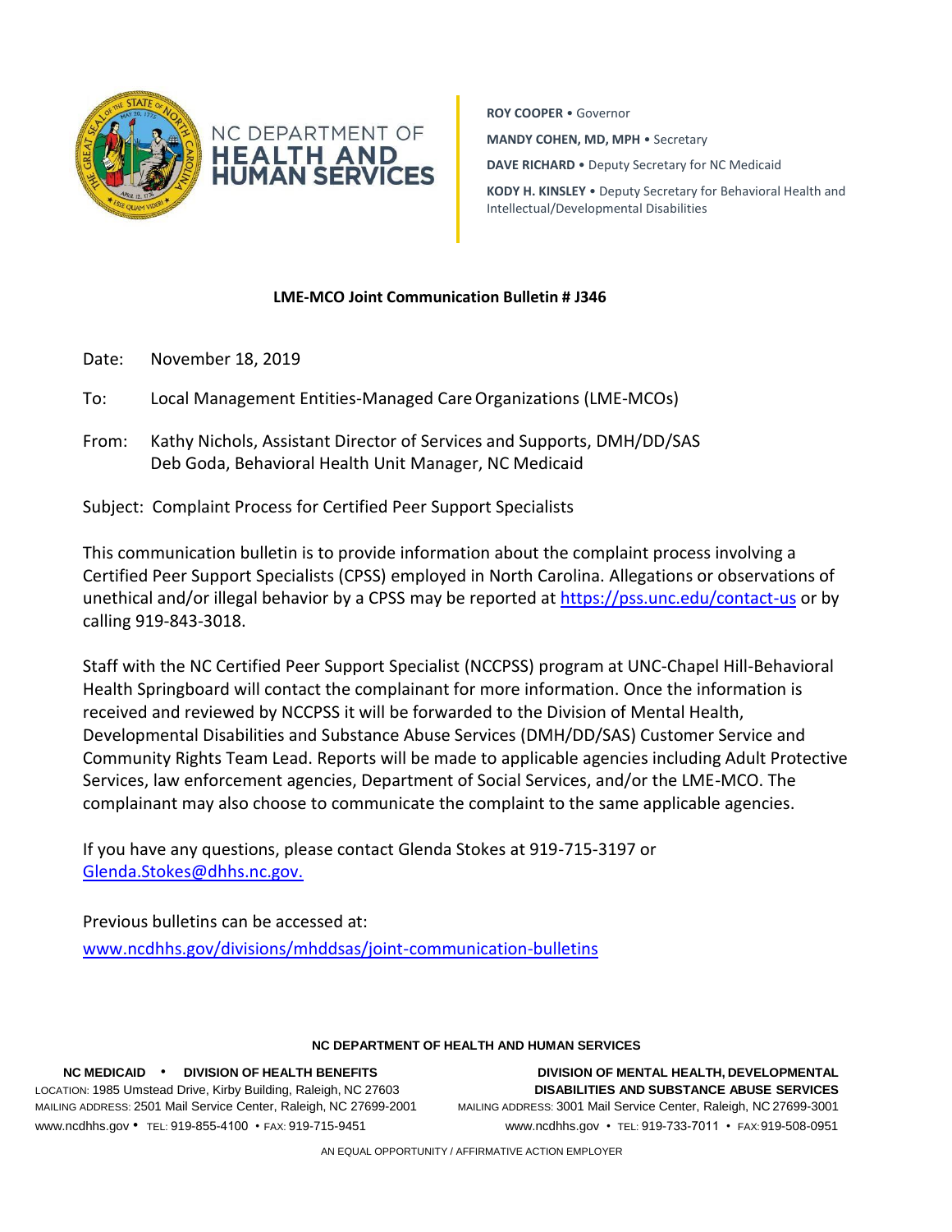NC DEPARTMENT OF **HEALTH AND HUMAN SERVICES**

**ROY COOPER** • Governor

**MANDY COHEN, MD, MPH** • Secretary

**DAVE RICHARD** • Deputy Secretary for NC Medicaid

**KODY H. KINSLEY** • Deputy Secretary for Behavioral Health and Intellectual/Developmental Disabilities

**LME-MCO Joint Communication Bulletin # J346**

Date: November 18, 2019

To: Local Management Entities-Managed Care Organizations (LME-MCOs)

From: Kathy Nichols, Assistant Director of Services and Supports, DMH/DD/SAS
Deb Goda, Behavioral Health Unit Manager, NC Medicaid

Subject: Complaint Process for Certified Peer Support Specialists

This communication bulletin is to provide information about the complaint process involving a Certified Peer Support Specialists (CPSS) employed in North Carolina. Allegations or observations of unethical and/or illegal behavior by a CPSS may be reported at https://pss.unc.edu/contact-us or by calling 919-843-3018.

Staff with the NC Certified Peer Support Specialist (NCCPSS) program at UNC-Chapel Hill-Behavioral Health Springboard will contact the complainant for more information. Once the information is received and reviewed by NCCPSS it will be forwarded to the Division of Mental Health, Developmental Disabilities and Substance Abuse Services (DMH/DD/SAS) Customer Service and Community Rights Team Lead. Reports will be made to applicable agencies including Adult Protective Services, law enforcement agencies, Department of Social Services, and/or the LME-MCO. The complainant may also choose to communicate the complaint to the same applicable agencies.

If you have any questions, please contact Glenda Stokes at 919-715-3197 or Glenda.Stokes@dhhs.nc.gov.

Previous bulletins can be accessed at:
www.ncdhhs.gov/divisions/mhddsas/joint-communication-bulletins

**NC DEPARTMENT OF HEALTH AND HUMAN SERVICES**

**NC MEDICAID • DIVISION OF HEALTH BENEFITS**
LOCATION: 1985 Umstead Drive, Kirby Building, Raleigh, NC 27603
MAILING ADDRESS: 2501 Mail Service Center, Raleigh, NC 27699-2001
www.ncdhhs.gov • TEL: 919-855-4100 • FAX: 919-715-9451

**DIVISION OF MENTAL HEALTH, DEVELOPMENTAL DISABILITIES AND SUBSTANCE ABUSE SERVICES**
MAILING ADDRESS: 3001 Mail Service Center, Raleigh, NC 27699-3001
www.ncdhhs.gov • TEL: 919-733-7011 • FAX: 919-508-0951

AN EQUAL OPPORTUNITY / AFFIRMATIVE ACTION EMPLOYER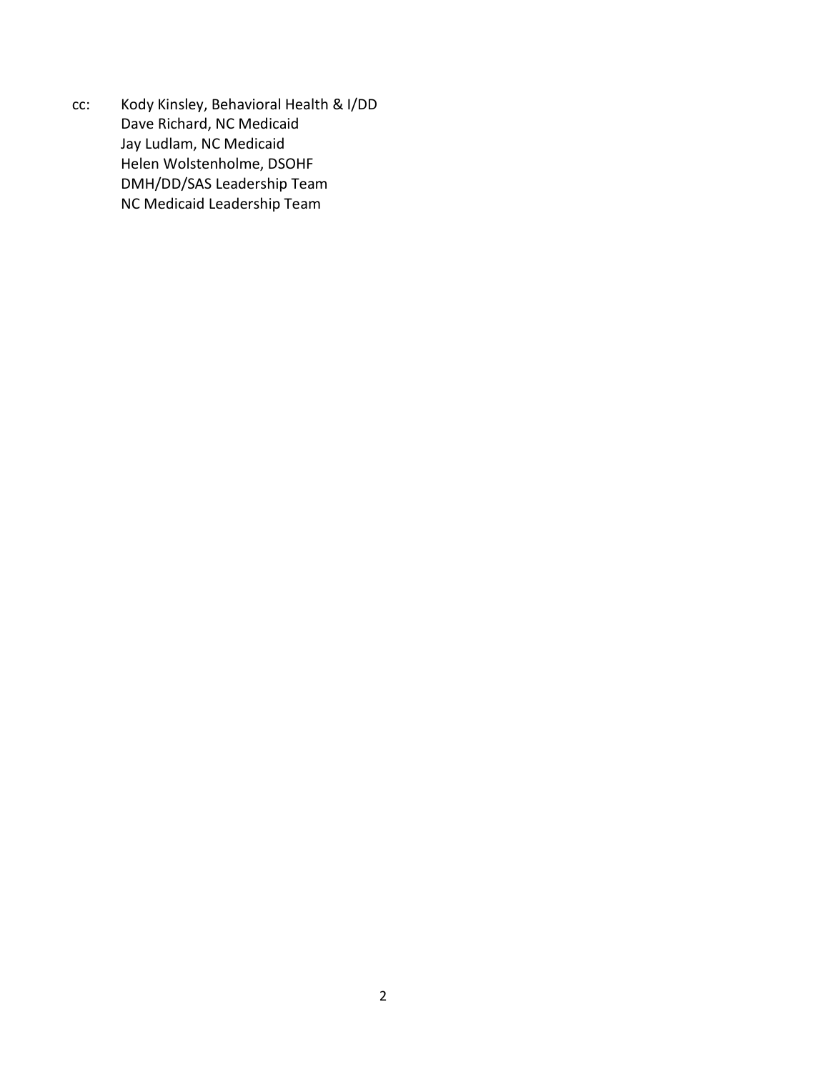cc: Kody Kinsley, Behavioral Health & I/DD
Dave Richard, NC Medicaid
Jay Ludlam, NC Medicaid
Helen Wolstenholme, DSOHF
DMH/DD/SAS Leadership Team
NC Medicaid Leadership Team